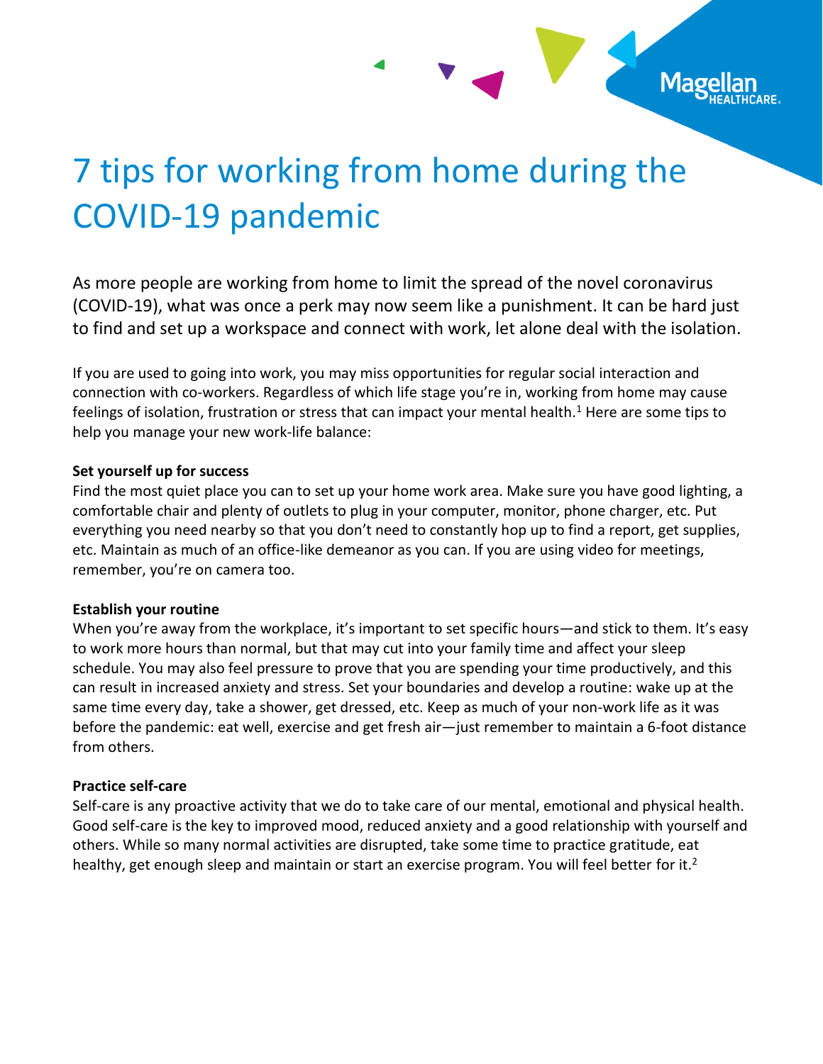# 7 tips for working from home during the COVID-19 pandemic

As more people are working from home to limit the spread of the novel coronavirus (COVID-19), what was once a perk may now seem like a punishment. It can be hard just to find and set up a workspace and connect with work, let alone deal with the isolation.

If you are used to going into work, you may miss opportunities for regular social interaction and connection with co-workers. Regardless of which life stage you're in, working from home may cause feelings of isolation, frustration or stress that can impact your mental health.[1] Here are some tips to help you manage your new work-life balance:

**Set yourself up for success**

Find the most quiet place you can to set up your home work area. Make sure you have good lighting, a comfortable chair and plenty of outlets to plug in your computer, monitor, phone charger, etc. Put everything you need nearby so that you don't need to constantly hop up to find a report, get supplies, etc. Maintain as much of an office-like demeanor as you can. If you are using video for meetings, remember, you're on camera too.

**Establish your routine**

When you're away from the workplace, it's important to set specific hours—and stick to them. It's easy to work more hours than normal, but that may cut into your family time and affect your sleep schedule. You may also feel pressure to prove that you are spending your time productively, and this can result in increased anxiety and stress. Set your boundaries and develop a routine: wake up at the same time every day, take a shower, get dressed, etc. Keep as much of your non-work life as it was before the pandemic: eat well, exercise and get fresh air—just remember to maintain a 6-foot distance from others.

**Practice self-care**

Self-care is any proactive activity that we do to take care of our mental, emotional and physical health. Good self-care is the key to improved mood, reduced anxiety and a good relationship with yourself and others. While so many normal activities are disrupted, take some time to practice gratitude, eat healthy, get enough sleep and maintain or start an exercise program. You will feel better for it.[2]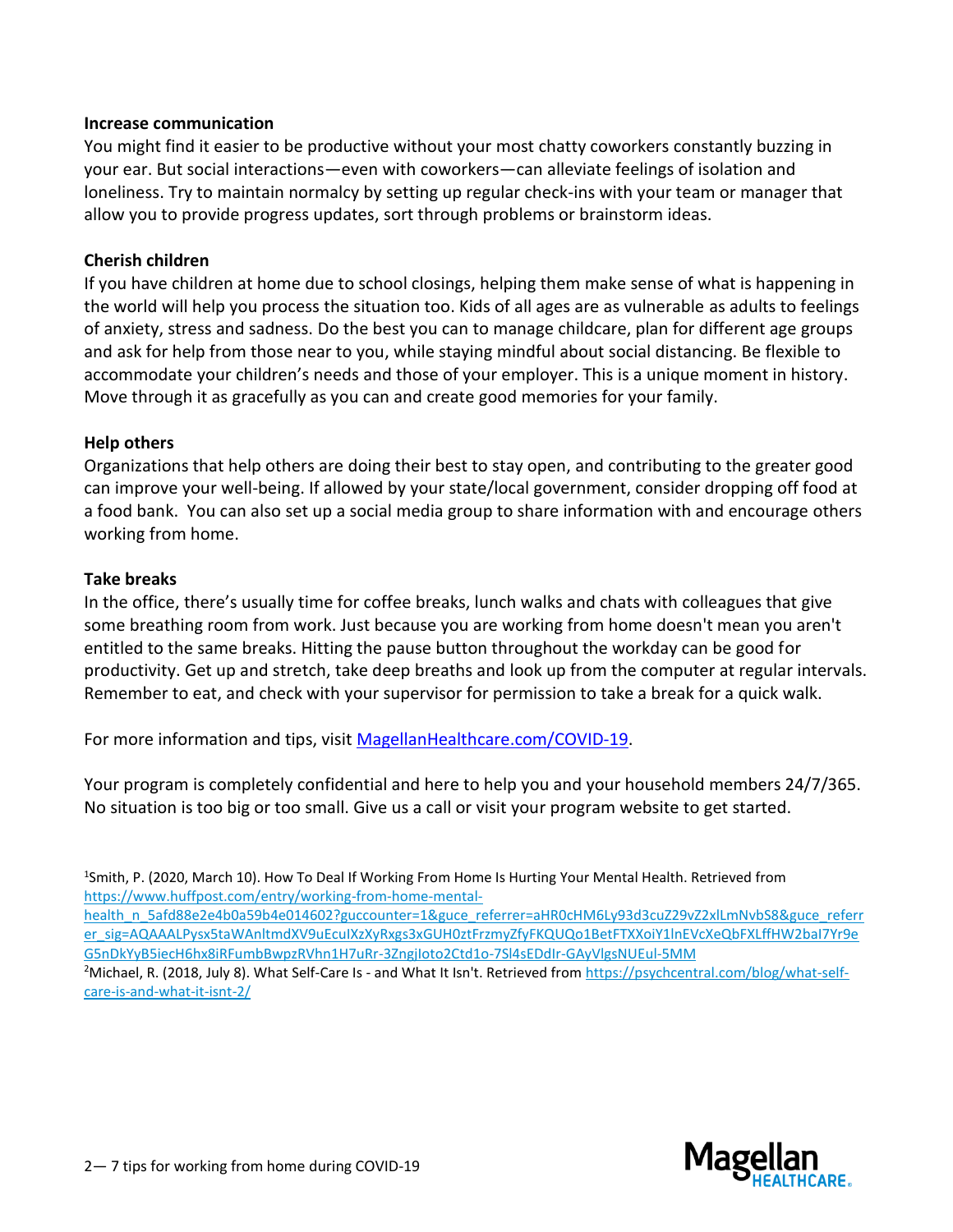**Increase communication**

You might find it easier to be productive without your most chatty coworkers constantly buzzing in your ear. But social interactions—even with coworkers—can alleviate feelings of isolation and loneliness. Try to maintain normalcy by setting up regular check-ins with your team or manager that allow you to provide progress updates, sort through problems or brainstorm ideas.

**Cherish children**

If you have children at home due to school closings, helping them make sense of what is happening in the world will help you process the situation too. Kids of all ages are as vulnerable as adults to feelings of anxiety, stress and sadness. Do the best you can to manage childcare, plan for different age groups and ask for help from those near to you, while staying mindful about social distancing. Be flexible to accommodate your children's needs and those of your employer. This is a unique moment in history. Move through it as gracefully as you can and create good memories for your family.

**Help others**

Organizations that help others are doing their best to stay open, and contributing to the greater good can improve your well-being. If allowed by your state/local government, consider dropping off food at a food bank. You can also set up a social media group to share information with and encourage others working from home.

**Take breaks**

In the office, there's usually time for coffee breaks, lunch walks and chats with colleagues that give some breathing room from work. Just because you are working from home doesn't mean you aren't entitled to the same breaks. Hitting the pause button throughout the workday can be good for productivity. Get up and stretch, take deep breaths and look up from the computer at regular intervals. Remember to eat, and check with your supervisor for permission to take a break for a quick walk.

For more information and tips, visit [MagellanHealthcare.com/COVID-19](MagellanHealthcare.com/COVID-19).

Your program is completely confidential and here to help you and your household members 24/7/365. No situation is too big or too small. Give us a call or visit your program website to get started.

[1]Smith, P. (2020, March 10). How To Deal If Working From Home Is Hurting Your Mental Health. Retrieved from https://www.huffpost.com/entry/working-from-home-mental-health_n_5afd88e2e4b0a59b4e014602?guccounter=1&guce_referrer=aHR0cHM6Ly93d3cuZ29vZ2xlLmNvbS8&guce_referrer_sig=AQAAALPysx5taWAnltmdXV9uEculXzXyRxgs3xGUH0ztFrzmyZfyFKQUQo1BetFTXXoiY1lnEVcXeQbFXLffHW2baI7Yr9eG5nDkYyB5iecH6hx8iRFumbBwpzRVhn1H7uRr-3ZngjIoto2Ctd1o-7Sl4sEDdIr-GAyVlgsNUEul-5MM

[2]Michael, R. (2018, July 8). What Self-Care Is - and What It Isn't. Retrieved from https://psychcentral.com/blog/what-self-care-is-and-what-it-isnt-2/